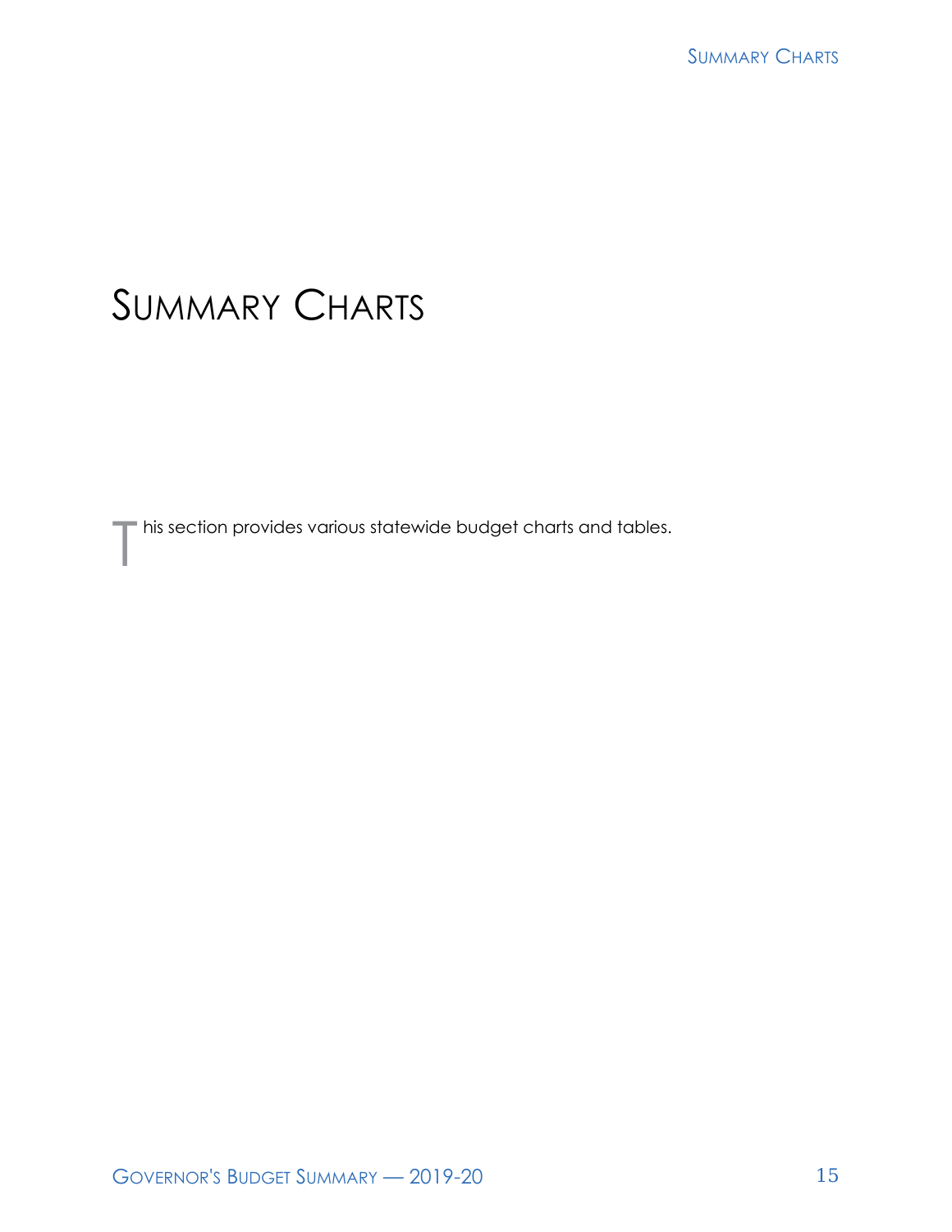# Summary Charts

This section provides various statewide budget charts and tables.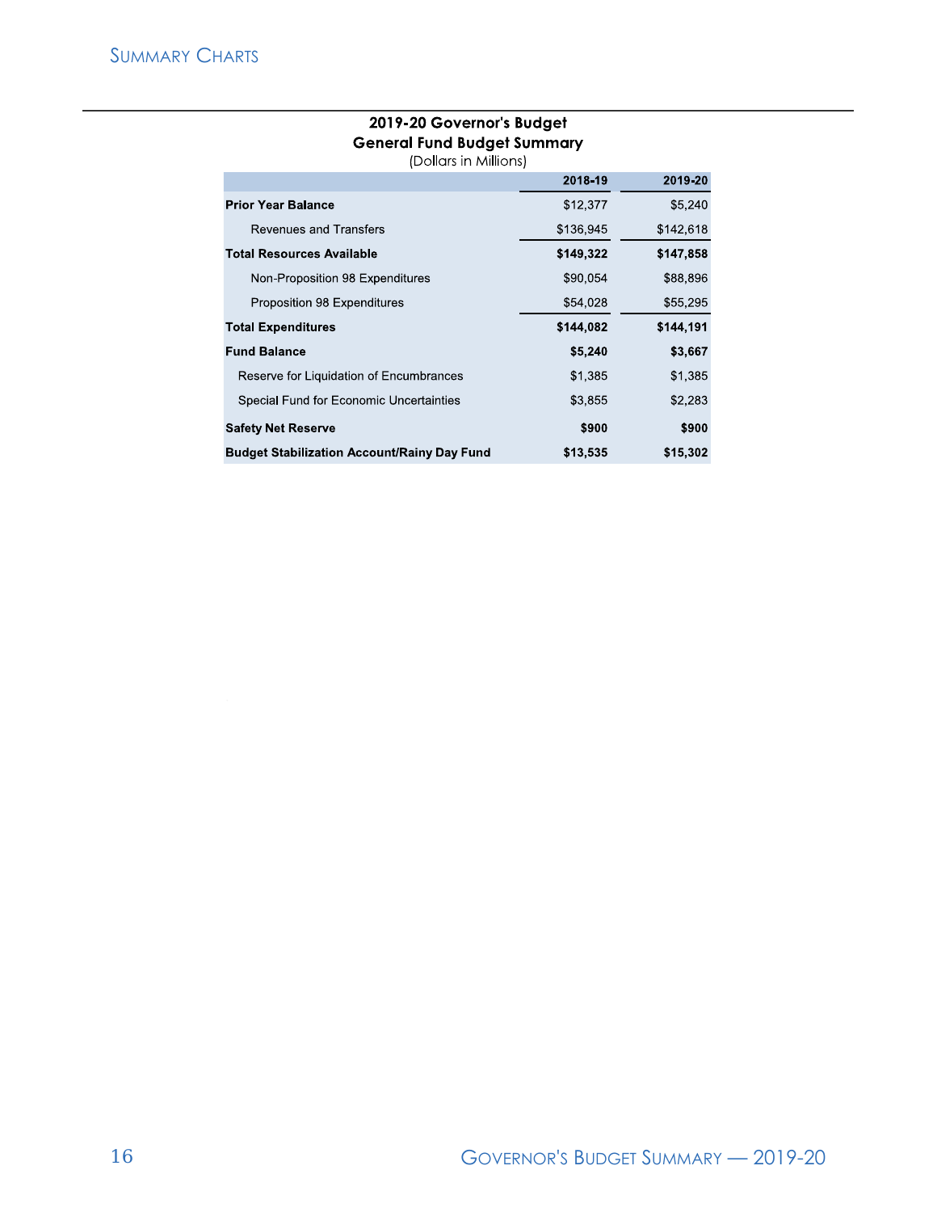## 2019-20 Governor's Budget
## General Fund Budget Summary
(Dollars in Millions)

| | 2018-19 | 2019-20 |
|---|---|---|
| **Prior Year Balance** | $12,377 | $5,240 |
| Revenues and Transfers | $136,945 | $142,618 |
| **Total Resources Available** | **$149,322** | **$147,858** |
| Non-Proposition 98 Expenditures | $90,054 | $88,896 |
| Proposition 98 Expenditures | $54,028 | $55,295 |
| **Total Expenditures** | **$144,082** | **$144,191** |
| **Fund Balance** | **$5,240** | **$3,667** |
| Reserve for Liquidation of Encumbrances | $1,385 | $1,385 |
| Special Fund for Economic Uncertainties | $3,855 | $2,283 |
| **Safety Net Reserve** | **$900** | **$900** |
| **Budget Stabilization Account/Rainy Day Fund** | **$13,535** | **$15,302** |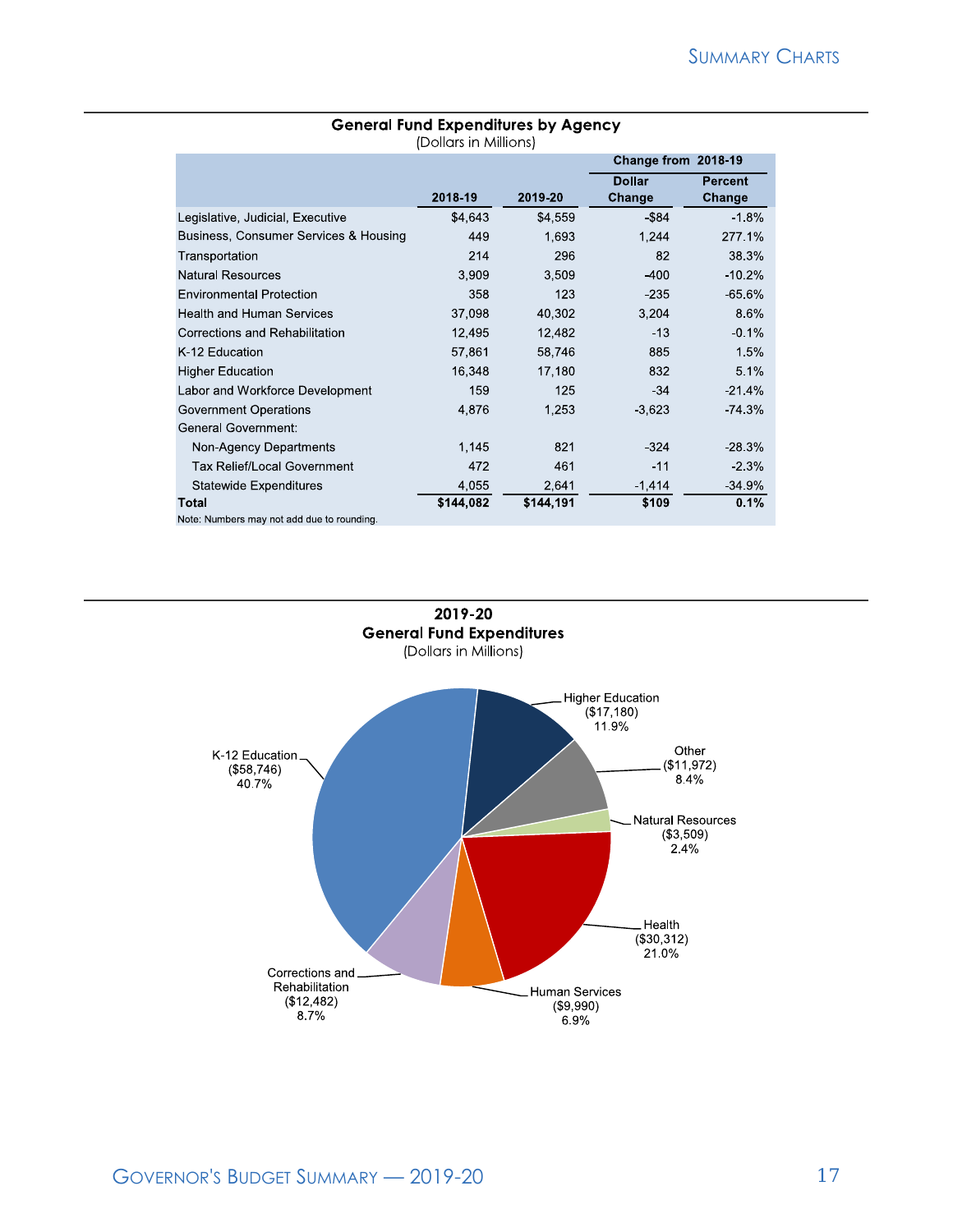## General Fund Expenditures by Agency

(Dollars in Millions)

| | 2018-19 | 2019-20 | Change from 2018-19 | |
|---|---|---|---|---|
| | | | Dollar Change | Percent Change |
| Legislative, Judicial, Executive | $4,643 | $4,559 | -$84 | -1.8% |
| Business, Consumer Services & Housing | 449 | 1,693 | 1,244 | 277.1% |
| Transportation | 214 | 296 | 82 | 38.3% |
| Natural Resources | 3,909 | 3,509 | -400 | -10.2% |
| Environmental Protection | 358 | 123 | -235 | -65.6% |
| Health and Human Services | 37,098 | 40,302 | 3,204 | 8.6% |
| Corrections and Rehabilitation | 12,495 | 12,482 | -13 | -0.1% |
| K-12 Education | 57,861 | 58,746 | 885 | 1.5% |
| Higher Education | 16,348 | 17,180 | 832 | 5.1% |
| Labor and Workforce Development | 159 | 125 | -34 | -21.4% |
| Government Operations | 4,876 | 1,253 | -3,623 | -74.3% |
| General Government: | | | | |
| Non-Agency Departments | 1,145 | 821 | -324 | -28.3% |
| Tax Relief/Local Government | 472 | 461 | -11 | -2.3% |
| Statewide Expenditures | 4,055 | 2,641 | -1,414 | -34.9% |
| **Total** | **$144,082** | **$144,191** | **$109** | **0.1%** |

Note: Numbers may not add due to rounding.

## 2019-20 General Fund Expenditures

(Dollars in Millions)

| Category | Amount | Percent |
|---|---|---|
| K-12 Education | ($58,746) | 40.7% |
| Higher Education | ($17,180) | 11.9% |
| Other | ($11,972) | 8.4% |
| Natural Resources | ($3,509) | 2.4% |
| Health | ($30,312) | 21.0% |
| Human Services | ($9,990) | 6.9% |
| Corrections and Rehabilitation | ($12,482) | 8.7% |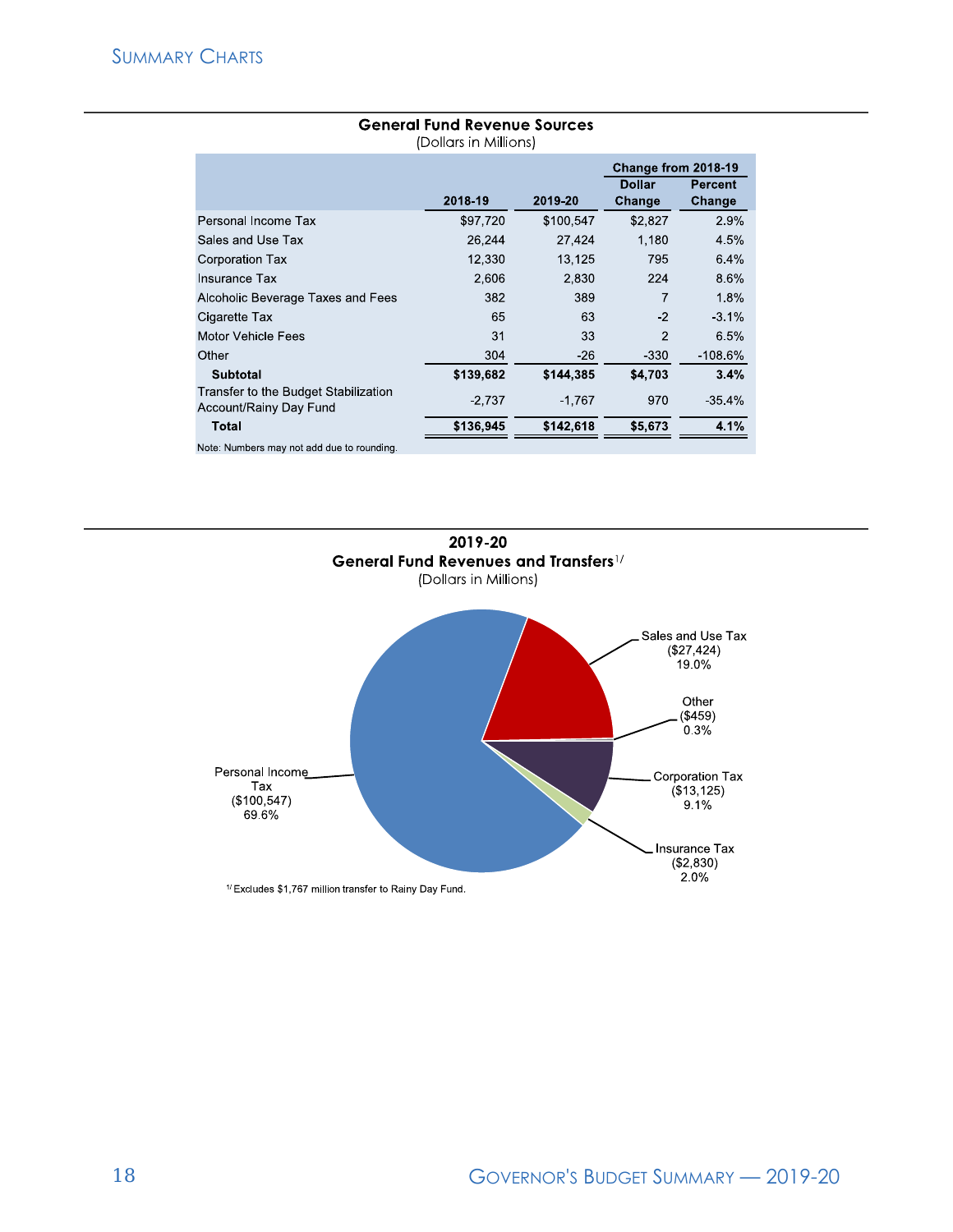**General Fund Revenue Sources**
(Dollars in Millions)

| | 2018-19 | 2019-20 | Change from 2018-19 Dollar Change | Percent Change |
|---|---|---|---|---|
| Personal Income Tax | $97,720 | $100,547 | $2,827 | 2.9% |
| Sales and Use Tax | 26,244 | 27,424 | 1,180 | 4.5% |
| Corporation Tax | 12,330 | 13,125 | 795 | 6.4% |
| Insurance Tax | 2,606 | 2,830 | 224 | 8.6% |
| Alcoholic Beverage Taxes and Fees | 382 | 389 | 7 | 1.8% |
| Cigarette Tax | 65 | 63 | -2 | -3.1% |
| Motor Vehicle Fees | 31 | 33 | 2 | 6.5% |
| Other | 304 | -26 | -330 | -108.6% |
| **Subtotal** | **$139,682** | **$144,385** | **$4,703** | **3.4%** |
| Transfer to the Budget Stabilization Account/Rainy Day Fund | -2,737 | -1,767 | 970 | -35.4% |
| **Total** | **$136,945** | **$142,618** | **$5,673** | **4.1%** |

Note: Numbers may not add due to rounding.

**2019-20**
**General Fund Revenues and Transfers**[1/]
(Dollars in Millions)

- Personal Income Tax ($100,547) 69.6%
- Sales and Use Tax ($27,424) 19.0%
- Other ($459) 0.3%
- Corporation Tax ($13,125) 9.1%
- Insurance Tax ($2,830) 2.0%

[1/] Excludes $1,767 million transfer to Rainy Day Fund.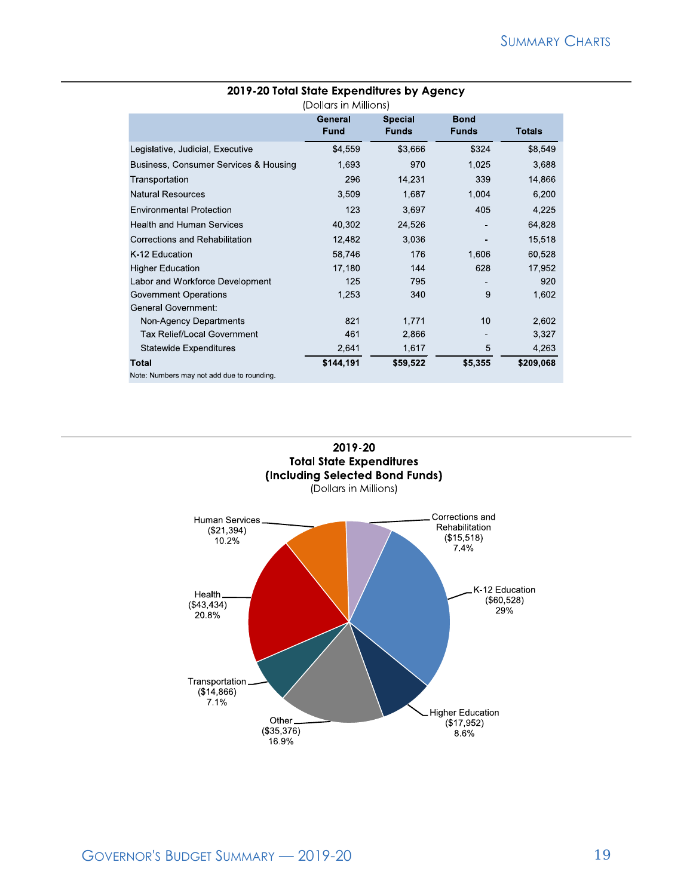## 2019-20 Total State Expenditures by Agency

(Dollars in Millions)

| | General Fund | Special Funds | Bond Funds | Totals |
|---|---|---|---|---|
| Legislative, Judicial, Executive | $4,559 | $3,666 | $324 | $8,549 |
| Business, Consumer Services & Housing | 1,693 | 970 | 1,025 | 3,688 |
| Transportation | 296 | 14,231 | 339 | 14,866 |
| Natural Resources | 3,509 | 1,687 | 1,004 | 6,200 |
| Environmental Protection | 123 | 3,697 | 405 | 4,225 |
| Health and Human Services | 40,302 | 24,526 | - | 64,828 |
| Corrections and Rehabilitation | 12,482 | 3,036 | - | 15,518 |
| K-12 Education | 58,746 | 176 | 1,606 | 60,528 |
| Higher Education | 17,180 | 144 | 628 | 17,952 |
| Labor and Workforce Development | 125 | 795 | - | 920 |
| Government Operations | 1,253 | 340 | 9 | 1,602 |
| General Government: | | | | |
| Non-Agency Departments | 821 | 1,771 | 10 | 2,602 |
| Tax Relief/Local Government | 461 | 2,866 | - | 3,327 |
| Statewide Expenditures | 2,641 | 1,617 | 5 | 4,263 |
| **Total** | **$144,191** | **$59,522** | **$5,355** | **$209,068** |

Note: Numbers may not add due to rounding.

## 2019-20 Total State Expenditures (Including Selected Bond Funds)

(Dollars in Millions)

| Category | Amount | Percent |
|---|---|---|
| K-12 Education | ($60,528) | 29% |
| Health | ($43,434) | 20.8% |
| Human Services | ($21,394) | 10.2% |
| Higher Education | ($17,952) | 8.6% |
| Corrections and Rehabilitation | ($15,518) | 7.4% |
| Transportation | ($14,866) | 7.1% |
| Other | ($35,376) | 16.9% |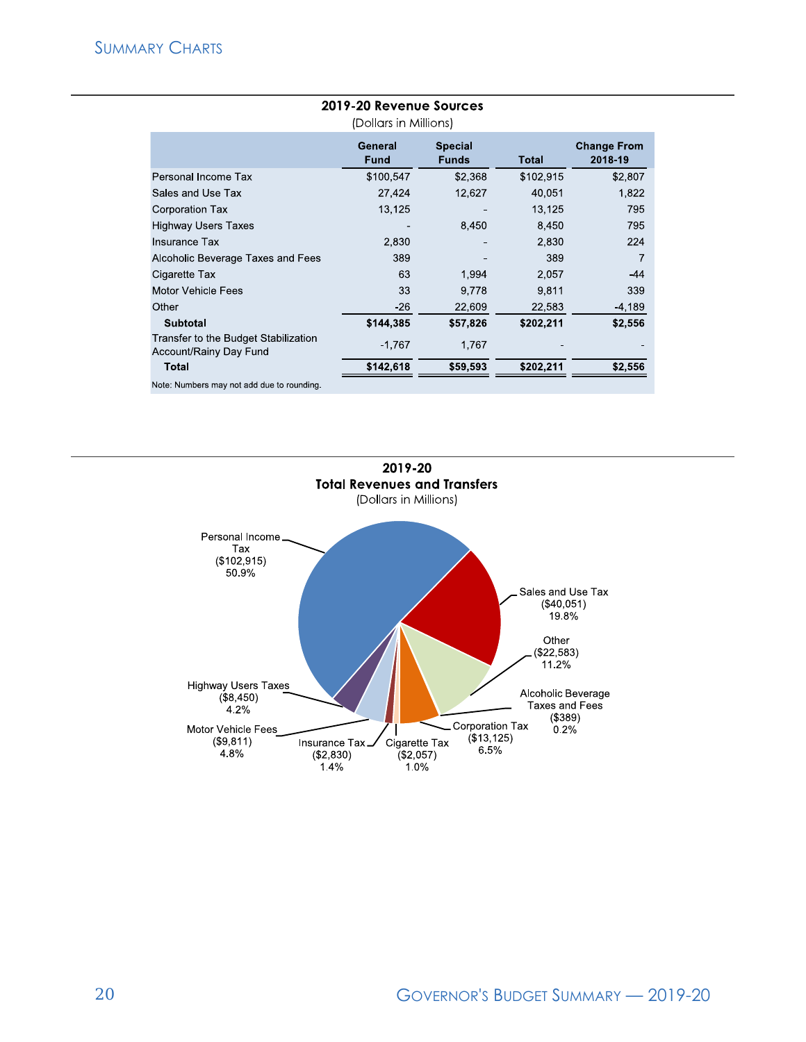## 2019-20 Revenue Sources

(Dollars in Millions)

| | General Fund | Special Funds | Total | Change From 2018-19 |
|---|---|---|---|---|
| Personal Income Tax | $100,547 | $2,368 | $102,915 | $2,807 |
| Sales and Use Tax | 27,424 | 12,627 | 40,051 | 1,822 |
| Corporation Tax | 13,125 | - | 13,125 | 795 |
| Highway Users Taxes | - | 8,450 | 8,450 | 795 |
| Insurance Tax | 2,830 | - | 2,830 | 224 |
| Alcoholic Beverage Taxes and Fees | 389 | - | 389 | 7 |
| Cigarette Tax | 63 | 1,994 | 2,057 | -44 |
| Motor Vehicle Fees | 33 | 9,778 | 9,811 | 339 |
| Other | -26 | 22,609 | 22,583 | -4,189 |
| **Subtotal** | **$144,385** | **$57,826** | **$202,211** | **$2,556** |
| Transfer to the Budget Stabilization Account/Rainy Day Fund | -1,767 | 1,767 | - | - |
| **Total** | **$142,618** | **$59,593** | **$202,211** | **$2,556** |

Note: Numbers may not add due to rounding.

## 2019-20 Total Revenues and Transfers

(Dollars in Millions)

Personal Income Tax ($102,915) 50.9%

Sales and Use Tax ($40,051) 19.8%

Other ($22,583) 11.2%

Alcoholic Beverage Taxes and Fees ($389) 0.2%

Corporation Tax ($13,125) 6.5%

Cigarette Tax ($2,057) 1.0%

Insurance Tax ($2,830) 1.4%

Motor Vehicle Fees ($9,811) 4.8%

Highway Users Taxes ($8,450) 4.2%